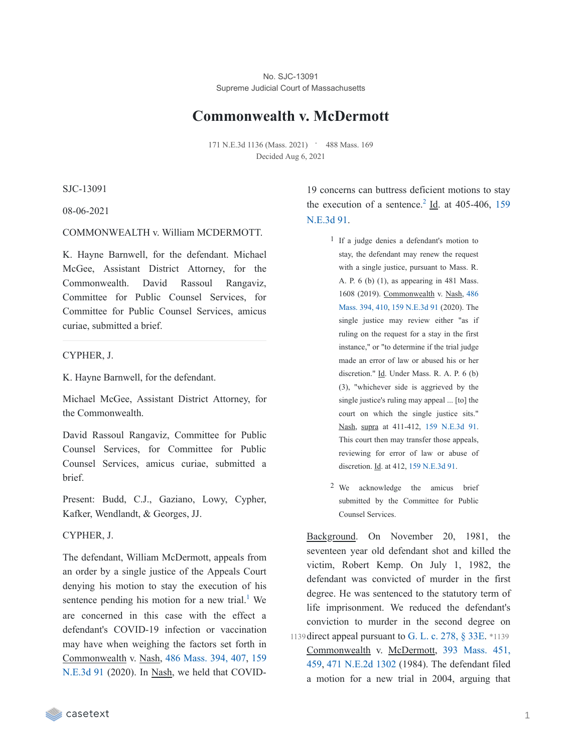No. SJC-13091
Supreme Judicial Court of Massachusetts

# Commonwealth v. McDermott

171 N.E.3d 1136 (Mass. 2021) · 488 Mass. 169
Decided Aug 6, 2021

SJC-13091

08-06-2021

COMMONWEALTH v. William MCDERMOTT.

K. Hayne Barnwell, for the defendant. Michael McGee, Assistant District Attorney, for the Commonwealth. David Rassoul Rangaviz, Committee for Public Counsel Services, for Committee for Public Counsel Services, amicus curiae, submitted a brief.

---

CYPHER, J.

K. Hayne Barnwell, for the defendant.

Michael McGee, Assistant District Attorney, for the Commonwealth.

David Rassoul Rangaviz, Committee for Public Counsel Services, for Committee for Public Counsel Services, amicus curiae, submitted a brief.

Present: Budd, C.J., Gaziano, Lowy, Cypher, Kafker, Wendlandt, & Georges, JJ.

CYPHER, J.

The defendant, William McDermott, appeals from an order by a single justice of the Appeals Court denying his motion to stay the execution of his sentence pending his motion for a new trial.[1] We are concerned in this case with the effect a defendant's COVID-19 infection or vaccination may have when weighing the factors set forth in Commonwealth v. Nash, 486 Mass. 394, 407, 159 N.E.3d 91 (2020). In Nash, we held that COVID-19 concerns can buttress deficient motions to stay the execution of a sentence.[2] Id. at 405-406, 159 N.E.3d 91.

> [1] If a judge denies a defendant's motion to stay, the defendant may renew the request with a single justice, pursuant to Mass. R. A. P. 6 (b) (1), as appearing in 481 Mass. 1608 (2019). Commonwealth v. Nash, 486 Mass. 394, 410, 159 N.E.3d 91 (2020). The single justice may review either "as if ruling on the request for a stay in the first instance," or "to determine if the trial judge made an error of law or abused his or her discretion." Id. Under Mass. R. A. P. 6 (b) (3), "whichever side is aggrieved by the single justice's ruling may appeal ... [to] the court on which the single justice sits." Nash, supra at 411-412, 159 N.E.3d 91. This court then may transfer those appeals, reviewing for error of law or abuse of discretion. Id. at 412, 159 N.E.3d 91.

> [2] We acknowledge the amicus brief submitted by the Committee for Public Counsel Services.

Background. On November 20, 1981, the seventeen year old defendant shot and killed the victim, Robert Kemp. On July 1, 1982, the defendant was convicted of murder in the first degree. He was sentenced to the statutory term of life imprisonment. We reduced the defendant's conviction to murder in the second degree on direct appeal pursuant to G. L. c. 278, § 33E. *1139 Commonwealth v. McDermott, 393 Mass. 451, 459, 471 N.E.2d 1302 (1984). The defendant filed a motion for a new trial in 2004, arguing that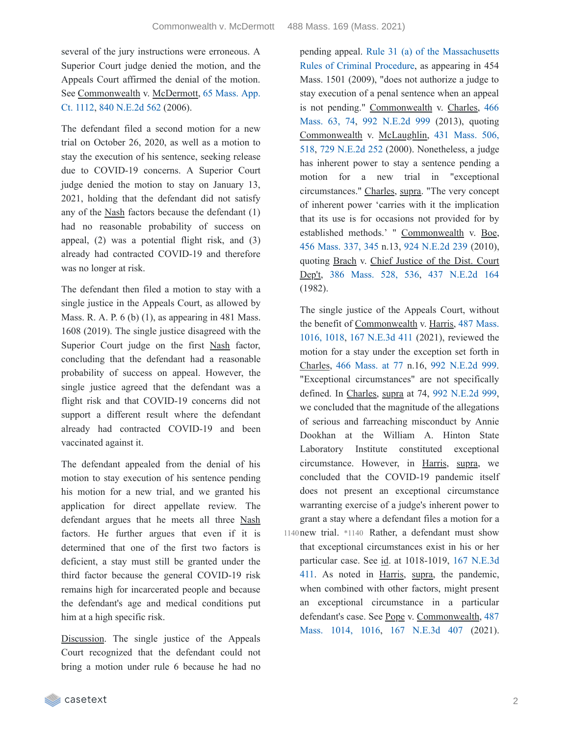several of the jury instructions were erroneous. A Superior Court judge denied the motion, and the Appeals Court affirmed the denial of the motion. See Commonwealth v. McDermott, 65 Mass. App. Ct. 1112, 840 N.E.2d 562 (2006).

The defendant filed a second motion for a new trial on October 26, 2020, as well as a motion to stay the execution of his sentence, seeking release due to COVID-19 concerns. A Superior Court judge denied the motion to stay on January 13, 2021, holding that the defendant did not satisfy any of the Nash factors because the defendant (1) had no reasonable probability of success on appeal, (2) was a potential flight risk, and (3) already had contracted COVID-19 and therefore was no longer at risk.

The defendant then filed a motion to stay with a single justice in the Appeals Court, as allowed by Mass. R. A. P. 6 (b) (1), as appearing in 481 Mass. 1608 (2019). The single justice disagreed with the Superior Court judge on the first Nash factor, concluding that the defendant had a reasonable probability of success on appeal. However, the single justice agreed that the defendant was a flight risk and that COVID-19 concerns did not support a different result where the defendant already had contracted COVID-19 and been vaccinated against it.

The defendant appealed from the denial of his motion to stay execution of his sentence pending his motion for a new trial, and we granted his application for direct appellate review. The defendant argues that he meets all three Nash factors. He further argues that even if it is determined that one of the first two factors is deficient, a stay must still be granted under the third factor because the general COVID-19 risk remains high for incarcerated people and because the defendant's age and medical conditions put him at a high specific risk.

Discussion. The single justice of the Appeals Court recognized that the defendant could not bring a motion under rule 6 because he had no pending appeal. Rule 31 (a) of the Massachusetts Rules of Criminal Procedure, as appearing in 454 Mass. 1501 (2009), "does not authorize a judge to stay execution of a penal sentence when an appeal is not pending." Commonwealth v. Charles, 466 Mass. 63, 74, 992 N.E.2d 999 (2013), quoting Commonwealth v. McLaughlin, 431 Mass. 506, 518, 729 N.E.2d 252 (2000). Nonetheless, a judge has inherent power to stay a sentence pending a motion for a new trial in "exceptional circumstances." Charles, supra. "The very concept of inherent power 'carries with it the implication that its use is for occasions not provided for by established methods.' " Commonwealth v. Boe, 456 Mass. 337, 345 n.13, 924 N.E.2d 239 (2010), quoting Brach v. Chief Justice of the Dist. Court Dep't, 386 Mass. 528, 536, 437 N.E.2d 164 (1982).

The single justice of the Appeals Court, without the benefit of Commonwealth v. Harris, 487 Mass. 1016, 1018, 167 N.E.3d 411 (2021), reviewed the motion for a stay under the exception set forth in Charles, 466 Mass. at 77 n.16, 992 N.E.2d 999. "Exceptional circumstances" are not specifically defined. In Charles, supra at 74, 992 N.E.2d 999, we concluded that the magnitude of the allegations of serious and farreaching misconduct by Annie Dookhan at the William A. Hinton State Laboratory Institute constituted exceptional circumstance. However, in Harris, supra, we concluded that the COVID-19 pandemic itself does not present an exceptional circumstance warranting exercise of a judge's inherent power to grant a stay where a defendant files a motion for a new trial. *1140 Rather, a defendant must show that exceptional circumstances exist in his or her particular case. See id. at 1018-1019, 167 N.E.3d 411. As noted in Harris, supra, the pandemic, when combined with other factors, might present an exceptional circumstance in a particular defendant's case. See Pope v. Commonwealth, 487 Mass. 1014, 1016, 167 N.E.3d 407 (2021).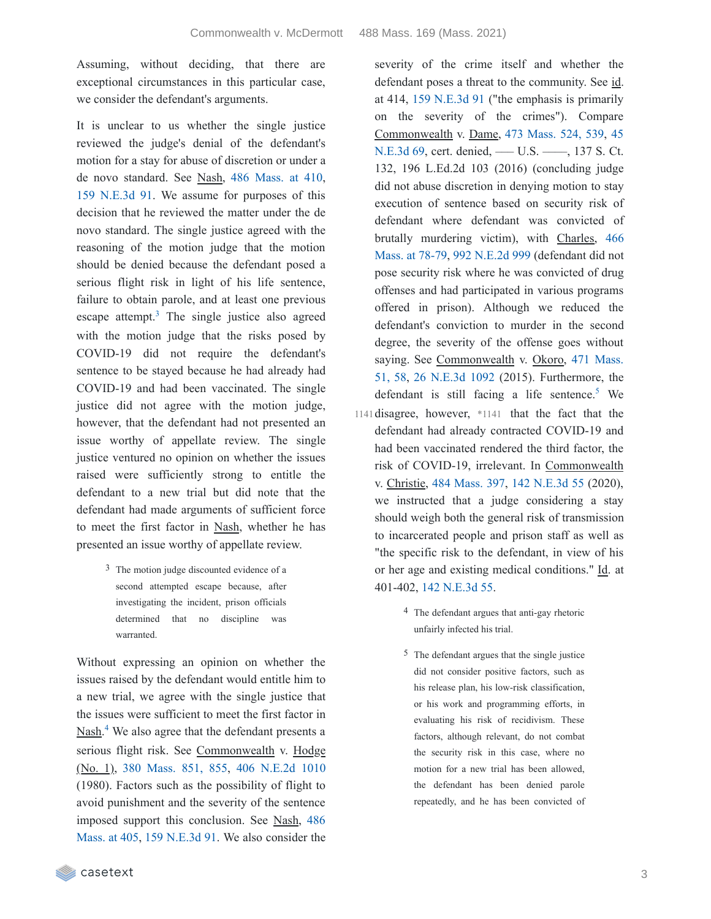Assuming, without deciding, that there are exceptional circumstances in this particular case, we consider the defendant's arguments.

It is unclear to us whether the single justice reviewed the judge's denial of the defendant's motion for a stay for abuse of discretion or under a de novo standard. See Nash, 486 Mass. at 410, 159 N.E.3d 91. We assume for purposes of this decision that he reviewed the matter under the de novo standard. The single justice agreed with the reasoning of the motion judge that the motion should be denied because the defendant posed a serious flight risk in light of his life sentence, failure to obtain parole, and at least one previous escape attempt.[3] The single justice also agreed with the motion judge that the risks posed by COVID-19 did not require the defendant's sentence to be stayed because he had already had COVID-19 and had been vaccinated. The single justice did not agree with the motion judge, however, that the defendant had not presented an issue worthy of appellate review. The single justice ventured no opinion on whether the issues raised were sufficiently strong to entitle the defendant to a new trial but did note that the defendant had made arguments of sufficient force to meet the first factor in Nash, whether he has presented an issue worthy of appellate review.

Without expressing an opinion on whether the issues raised by the defendant would entitle him to a new trial, we agree with the single justice that the issues were sufficient to meet the first factor in Nash.[4] We also agree that the defendant presents a serious flight risk. See Commonwealth v. Hodge (No. 1), 380 Mass. 851, 855, 406 N.E.2d 1010 (1980). Factors such as the possibility of flight to avoid punishment and the severity of the sentence imposed support this conclusion. See Nash, 486 Mass. at 405, 159 N.E.3d 91. We also consider the severity of the crime itself and whether the defendant poses a threat to the community. See id. at 414, 159 N.E.3d 91 ("the emphasis is primarily on the severity of the crimes"). Compare Commonwealth v. Dame, 473 Mass. 524, 539, 45 N.E.3d 69, cert. denied, ––– U.S. ––––, 137 S. Ct. 132, 196 L.Ed.2d 103 (2016) (concluding judge did not abuse discretion in denying motion to stay execution of sentence based on security risk of defendant where defendant was convicted of brutally murdering victim), with Charles, 466 Mass. at 78-79, 992 N.E.2d 999 (defendant did not pose security risk where he was convicted of drug offenses and had participated in various programs offered in prison). Although we reduced the defendant's conviction to murder in the second degree, the severity of the offense goes without saying. See Commonwealth v. Okoro, 471 Mass. 51, 58, 26 N.E.3d 1092 (2015). Furthermore, the defendant is still facing a life sentence.[5] We disagree, however, *1141 that the fact that the defendant had already contracted COVID-19 and had been vaccinated rendered the third factor, the risk of COVID-19, irrelevant. In Commonwealth v. Christie, 484 Mass. 397, 142 N.E.3d 55 (2020), we instructed that a judge considering a stay should weigh both the general risk of transmission to incarcerated people and prison staff as well as "the specific risk to the defendant, in view of his or her age and existing medical conditions." Id. at 401-402, 142 N.E.3d 55.

[3] The motion judge discounted evidence of a second attempted escape because, after investigating the incident, prison officials determined that no discipline was warranted.

[4] The defendant argues that anti-gay rhetoric unfairly infected his trial.

[5] The defendant argues that the single justice did not consider positive factors, such as his release plan, his low-risk classification, or his work and programming efforts, in evaluating his risk of recidivism. These factors, although relevant, do not combat the security risk in this case, where no motion for a new trial has been allowed, the defendant has been denied parole repeatedly, and he has been convicted of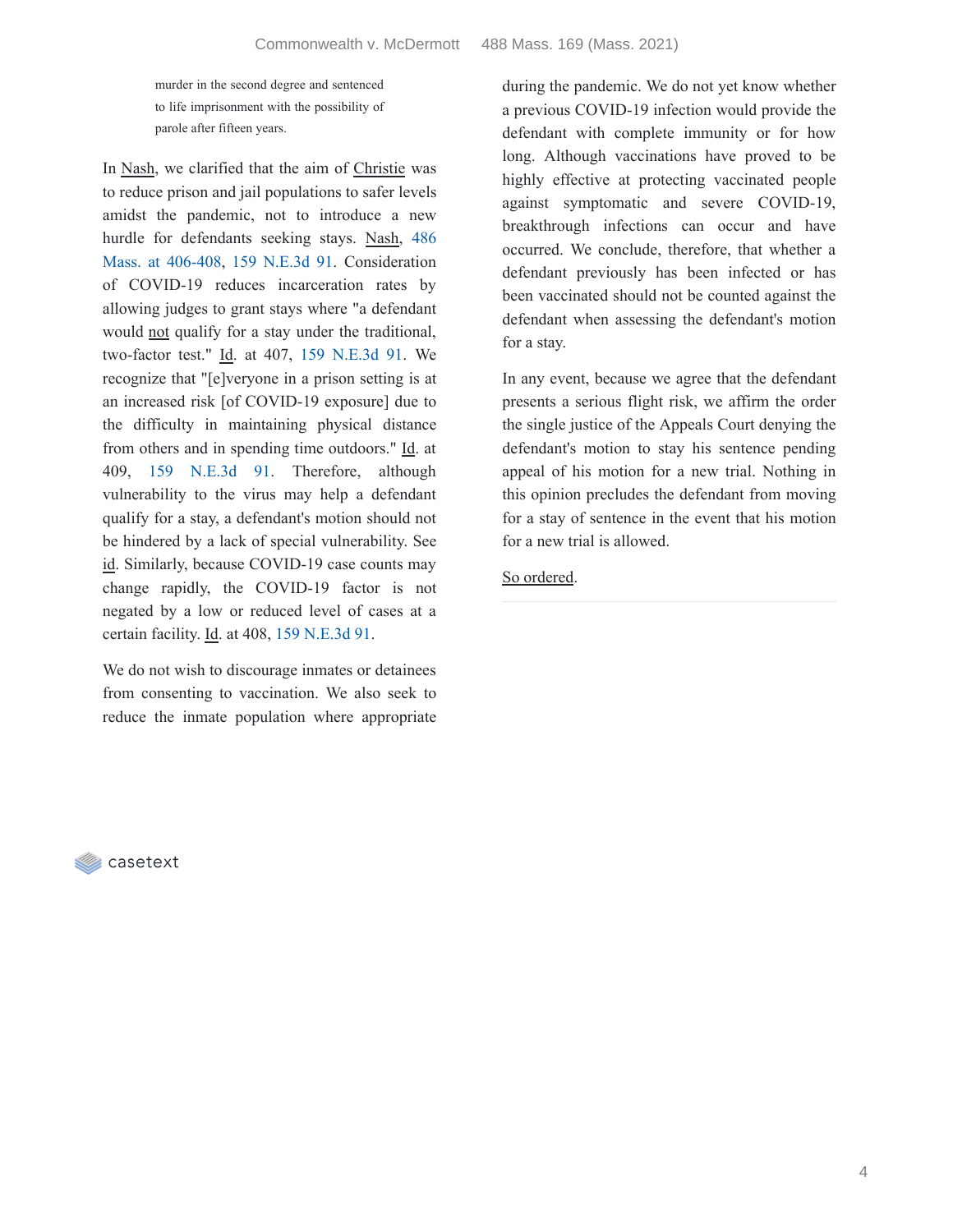murder in the second degree and sentenced to life imprisonment with the possibility of parole after fifteen years.

In Nash, we clarified that the aim of Christie was to reduce prison and jail populations to safer levels amidst the pandemic, not to introduce a new hurdle for defendants seeking stays. Nash, 486 Mass. at 406-408, 159 N.E.3d 91. Consideration of COVID-19 reduces incarceration rates by allowing judges to grant stays where "a defendant would not qualify for a stay under the traditional, two-factor test." Id. at 407, 159 N.E.3d 91. We recognize that "[e]veryone in a prison setting is at an increased risk [of COVID-19 exposure] due to the difficulty in maintaining physical distance from others and in spending time outdoors." Id. at 409, 159 N.E.3d 91. Therefore, although vulnerability to the virus may help a defendant qualify for a stay, a defendant's motion should not be hindered by a lack of special vulnerability. See id. Similarly, because COVID-19 case counts may change rapidly, the COVID-19 factor is not negated by a low or reduced level of cases at a certain facility. Id. at 408, 159 N.E.3d 91.

We do not wish to discourage inmates or detainees from consenting to vaccination. We also seek to reduce the inmate population where appropriate during the pandemic. We do not yet know whether a previous COVID-19 infection would provide the defendant with complete immunity or for how long. Although vaccinations have proved to be highly effective at protecting vaccinated people against symptomatic and severe COVID-19, breakthrough infections can occur and have occurred. We conclude, therefore, that whether a defendant previously has been infected or has been vaccinated should not be counted against the defendant when assessing the defendant's motion for a stay.

In any event, because we agree that the defendant presents a serious flight risk, we affirm the order the single justice of the Appeals Court denying the defendant's motion to stay his sentence pending appeal of his motion for a new trial. Nothing in this opinion precludes the defendant from moving for a stay of sentence in the event that his motion for a new trial is allowed.

So ordered.